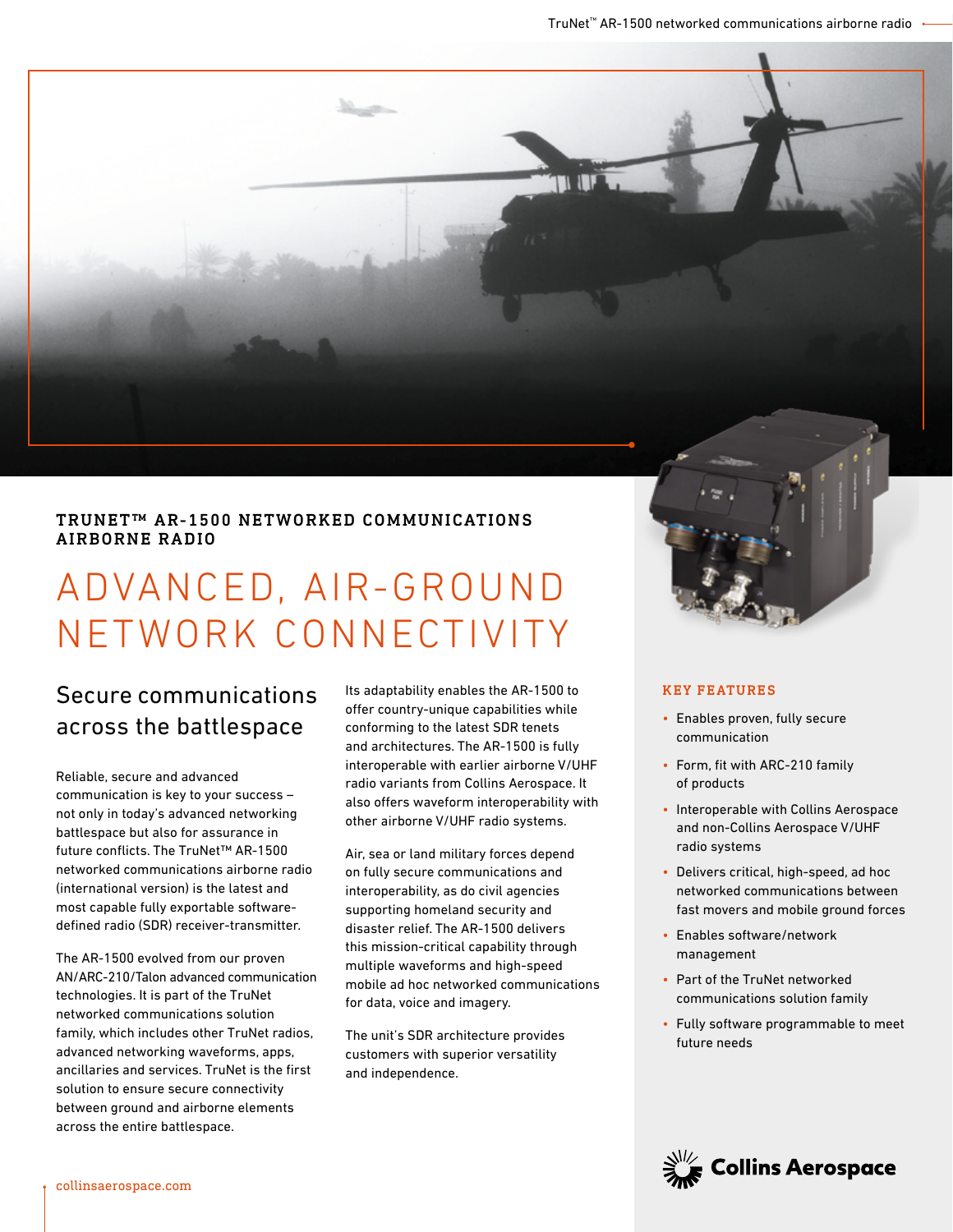# TRUNET™ AR-1500 NETWORKED COMMUNICATIONS AIRBORNE RADIO

# ADVANCED, AIR-GROUND NETWORK CONNECTIVITY

## Secure communications across the battlespace

Reliable, secure and advanced communication is key to your success – not only in today's advanced networking battlespace but also for assurance in future conflicts. The TruNet™ AR-1500 networked communications airborne radio (international version) is the latest and most capable fully exportable software-defined radio (SDR) receiver-transmitter.

The AR-1500 evolved from our proven AN/ARC-210/Talon advanced communication technologies. It is part of the TruNet networked communications solution family, which includes other TruNet radios, advanced networking waveforms, apps, ancillaries and services. TruNet is the first solution to ensure secure connectivity between ground and airborne elements across the entire battlespace.

Its adaptability enables the AR-1500 to offer country-unique capabilities while conforming to the latest SDR tenets and architectures. The AR-1500 is fully interoperable with earlier airborne V/UHF radio variants from Collins Aerospace. It also offers waveform interoperability with other airborne V/UHF radio systems.

Air, sea or land military forces depend on fully secure communications and interoperability, as do civil agencies supporting homeland security and disaster relief. The AR-1500 delivers this mission-critical capability through multiple waveforms and high-speed mobile ad hoc networked communications for data, voice and imagery.

The unit's SDR architecture provides customers with superior versatility and independence.

### KEY FEATURES

- Enables proven, fully secure communication
- Form, fit with ARC-210 family of products
- Interoperable with Collins Aerospace and non-Collins Aerospace V/UHF radio systems
- Delivers critical, high-speed, ad hoc networked communications between fast movers and mobile ground forces
- Enables software/network management
- Part of the TruNet networked communications solution family
- Fully software programmable to meet future needs

Collins Aerospace

collinsaerospace.com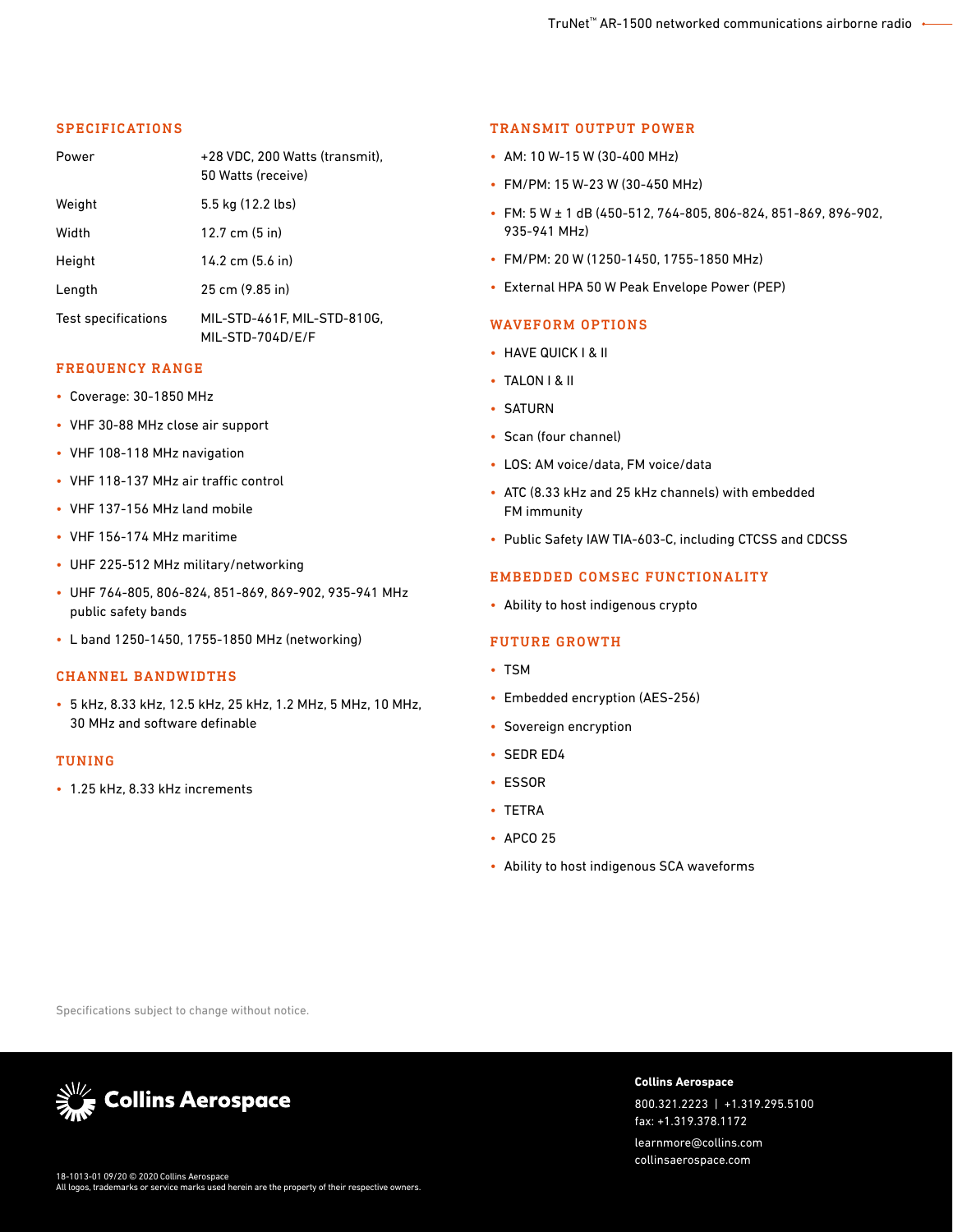## SPECIFICATIONS

| | |
|---|---|
| Power | +28 VDC, 200 Watts (transmit), 50 Watts (receive) |
| Weight | 5.5 kg (12.2 lbs) |
| Width | 12.7 cm (5 in) |
| Height | 14.2 cm (5.6 in) |
| Length | 25 cm (9.85 in) |
| Test specifications | MIL-STD-461F, MIL-STD-810G, MIL-STD-704D/E/F |

## FREQUENCY RANGE

- Coverage: 30-1850 MHz
- VHF 30-88 MHz close air support
- VHF 108-118 MHz navigation
- VHF 118-137 MHz air traffic control
- VHF 137-156 MHz land mobile
- VHF 156-174 MHz maritime
- UHF 225-512 MHz military/networking
- UHF 764-805, 806-824, 851-869, 869-902, 935-941 MHz public safety bands
- L band 1250-1450, 1755-1850 MHz (networking)

## CHANNEL BANDWIDTHS

- 5 kHz, 8.33 kHz, 12.5 kHz, 25 kHz, 1.2 MHz, 5 MHz, 10 MHz, 30 MHz and software definable

## TUNING

- 1.25 kHz, 8.33 kHz increments

## TRANSMIT OUTPUT POWER

- AM: 10 W-15 W (30-400 MHz)
- FM/PM: 15 W-23 W (30-450 MHz)
- FM: 5 W ± 1 dB (450-512, 764-805, 806-824, 851-869, 896-902, 935-941 MHz)
- FM/PM: 20 W (1250-1450, 1755-1850 MHz)
- External HPA 50 W Peak Envelope Power (PEP)

## WAVEFORM OPTIONS

- HAVE QUICK I & II
- TALON I & II
- SATURN
- Scan (four channel)
- LOS: AM voice/data, FM voice/data
- ATC (8.33 kHz and 25 kHz channels) with embedded FM immunity
- Public Safety IAW TIA-603-C, including CTCSS and CDCSS

## EMBEDDED COMSEC FUNCTIONALITY

- Ability to host indigenous crypto

## FUTURE GROWTH

- TSM
- Embedded encryption (AES-256)
- Sovereign encryption
- SEDR ED4
- ESSOR
- TETRA
- APCO 25
- Ability to host indigenous SCA waveforms

Specifications subject to change without notice.

Collins Aerospace

**Collins Aerospace**
800.321.2223 | +1.319.295.5100
fax: +1.319.378.1172
learnmore@collins.com
collinsaerospace.com

18-1013-01 09/20 © 2020 Collins Aerospace
All logos, trademarks or service marks used herein are the property of their respective owners.